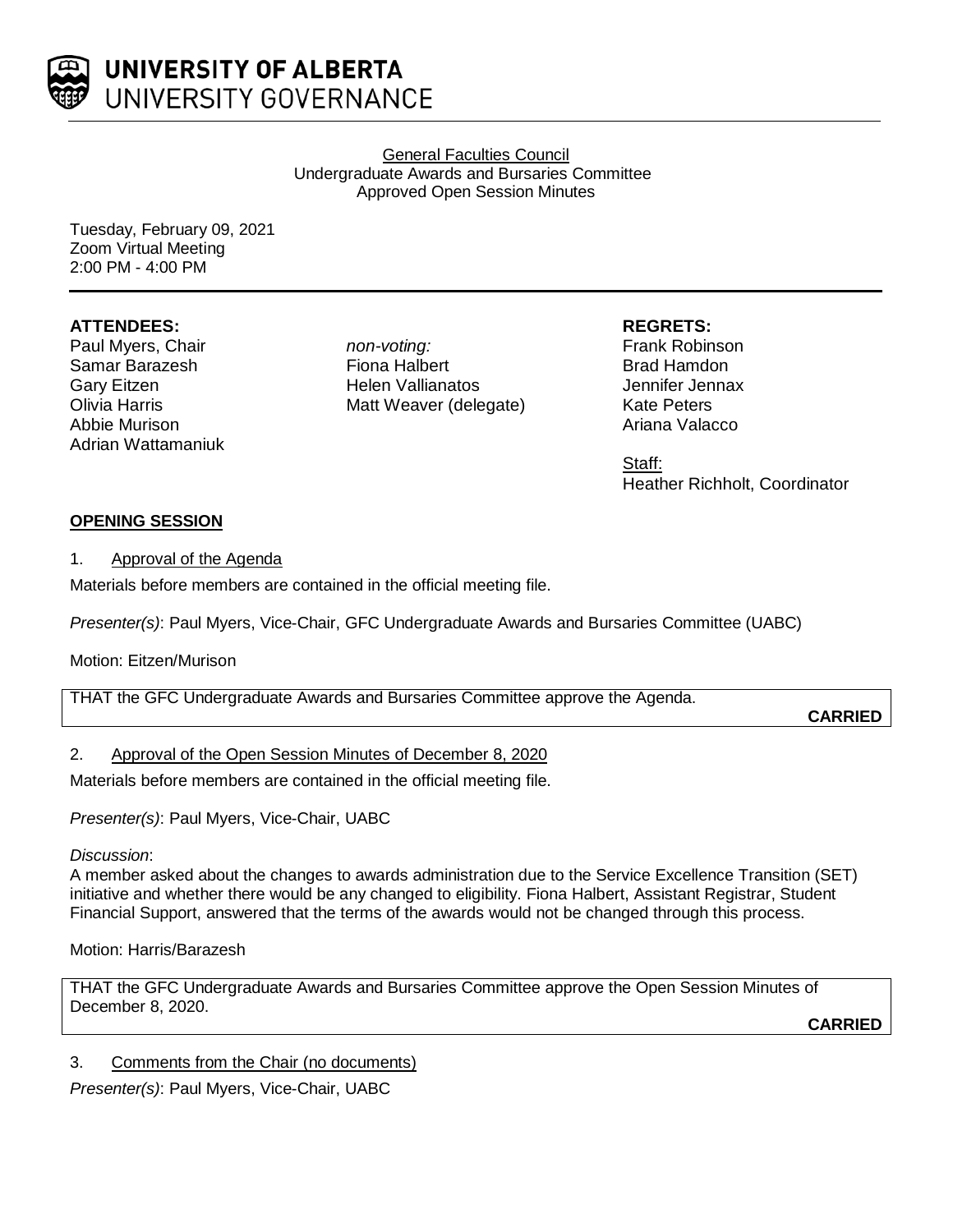# UNIVERSITY OF ALBERTA
## UNIVERSITY GOVERNANCE

General Faculties Council
Undergraduate Awards and Bursaries Committee
Approved Open Session Minutes

Tuesday, February 09, 2021
Zoom Virtual Meeting
2:00 PM - 4:00 PM

**ATTENDEES:**
Paul Myers, Chair
Samar Barazesh
Gary Eitzen
Olivia Harris
Abbie Murison
Adrian Wattamaniuk

*non-voting:*
Fiona Halbert
Helen Vallianatos
Matt Weaver (delegate)

**REGRETS:**
Frank Robinson
Brad Hamdon
Jennifer Jennax
Kate Peters
Ariana Valacco

Staff:
Heather Richholt, Coordinator

**OPENING SESSION**

1. Approval of the Agenda

Materials before members are contained in the official meeting file.

*Presenter(s)*: Paul Myers, Vice-Chair, GFC Undergraduate Awards and Bursaries Committee (UABC)

Motion: Eitzen/Murison

THAT the GFC Undergraduate Awards and Bursaries Committee approve the Agenda.

**CARRIED**

2. Approval of the Open Session Minutes of December 8, 2020

Materials before members are contained in the official meeting file.

*Presenter(s)*: Paul Myers, Vice-Chair, UABC

*Discussion*:
A member asked about the changes to awards administration due to the Service Excellence Transition (SET) initiative and whether there would be any changed to eligibility. Fiona Halbert, Assistant Registrar, Student Financial Support, answered that the terms of the awards would not be changed through this process.

Motion: Harris/Barazesh

THAT the GFC Undergraduate Awards and Bursaries Committee approve the Open Session Minutes of December 8, 2020.

**CARRIED**

3. Comments from the Chair (no documents)

*Presenter(s)*: Paul Myers, Vice-Chair, UABC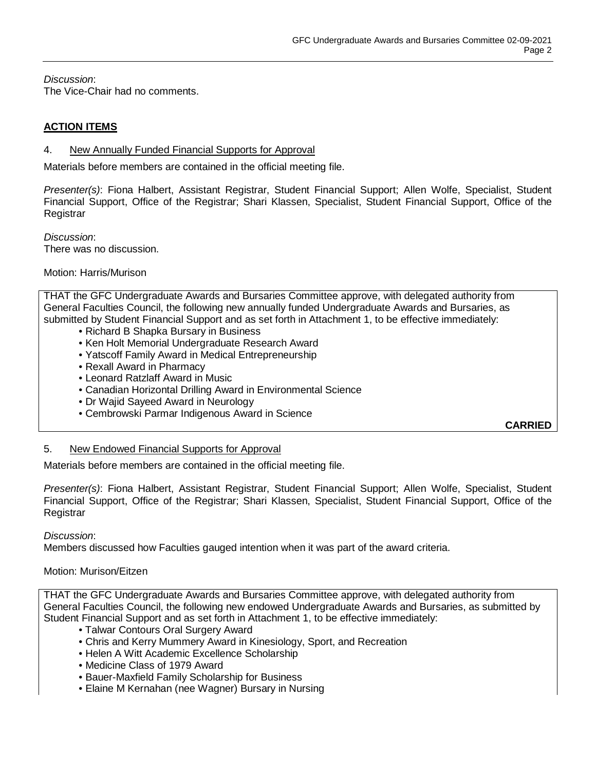*Discussion*:
The Vice-Chair had no comments.

## **ACTION ITEMS**

### 4. New Annually Funded Financial Supports for Approval

Materials before members are contained in the official meeting file.

*Presenter(s)*: Fiona Halbert, Assistant Registrar, Student Financial Support; Allen Wolfe, Specialist, Student Financial Support, Office of the Registrar; Shari Klassen, Specialist, Student Financial Support, Office of the Registrar

*Discussion*:
There was no discussion.

Motion: Harris/Murison

THAT the GFC Undergraduate Awards and Bursaries Committee approve, with delegated authority from General Faculties Council, the following new annually funded Undergraduate Awards and Bursaries, as submitted by Student Financial Support and as set forth in Attachment 1, to be effective immediately:

- Richard B Shapka Bursary in Business
- Ken Holt Memorial Undergraduate Research Award
- Yatscoff Family Award in Medical Entrepreneurship
- Rexall Award in Pharmacy
- Leonard Ratzlaff Award in Music
- Canadian Horizontal Drilling Award in Environmental Science
- Dr Wajid Sayeed Award in Neurology
- Cembrowski Parmar Indigenous Award in Science

**CARRIED**

### 5. New Endowed Financial Supports for Approval

Materials before members are contained in the official meeting file.

*Presenter(s)*: Fiona Halbert, Assistant Registrar, Student Financial Support; Allen Wolfe, Specialist, Student Financial Support, Office of the Registrar; Shari Klassen, Specialist, Student Financial Support, Office of the Registrar

*Discussion*:
Members discussed how Faculties gauged intention when it was part of the award criteria.

Motion: Murison/Eitzen

THAT the GFC Undergraduate Awards and Bursaries Committee approve, with delegated authority from General Faculties Council, the following new endowed Undergraduate Awards and Bursaries, as submitted by Student Financial Support and as set forth in Attachment 1, to be effective immediately:

- Talwar Contours Oral Surgery Award
- Chris and Kerry Mummery Award in Kinesiology, Sport, and Recreation
- Helen A Witt Academic Excellence Scholarship
- Medicine Class of 1979 Award
- Bauer-Maxfield Family Scholarship for Business
- Elaine M Kernahan (nee Wagner) Bursary in Nursing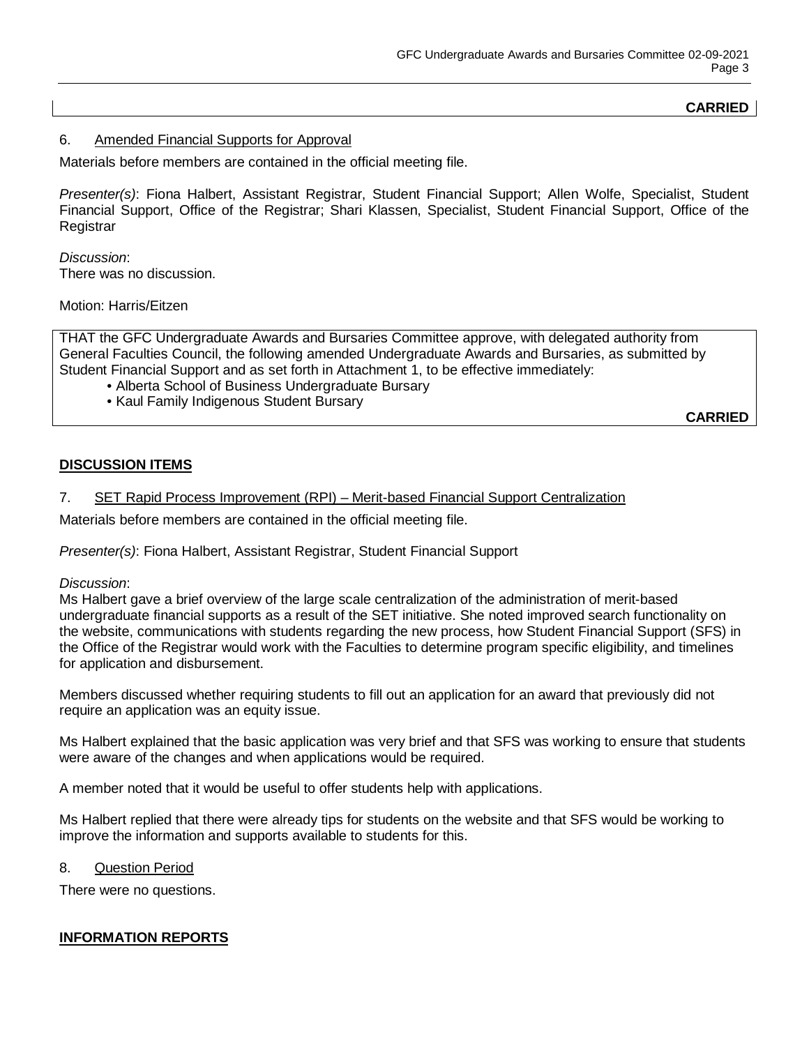**CARRIED**

6. Amended Financial Supports for Approval

Materials before members are contained in the official meeting file.

*Presenter(s)*: Fiona Halbert, Assistant Registrar, Student Financial Support; Allen Wolfe, Specialist, Student Financial Support, Office of the Registrar; Shari Klassen, Specialist, Student Financial Support, Office of the Registrar

*Discussion*:
There was no discussion.

Motion: Harris/Eitzen

THAT the GFC Undergraduate Awards and Bursaries Committee approve, with delegated authority from General Faculties Council, the following amended Undergraduate Awards and Bursaries, as submitted by Student Financial Support and as set forth in Attachment 1, to be effective immediately:

- Alberta School of Business Undergraduate Bursary
- Kaul Family Indigenous Student Bursary

**CARRIED**

## DISCUSSION ITEMS

7. SET Rapid Process Improvement (RPI) – Merit-based Financial Support Centralization

Materials before members are contained in the official meeting file.

*Presenter(s)*: Fiona Halbert, Assistant Registrar, Student Financial Support

*Discussion*:
Ms Halbert gave a brief overview of the large scale centralization of the administration of merit-based undergraduate financial supports as a result of the SET initiative. She noted improved search functionality on the website, communications with students regarding the new process, how Student Financial Support (SFS) in the Office of the Registrar would work with the Faculties to determine program specific eligibility, and timelines for application and disbursement.

Members discussed whether requiring students to fill out an application for an award that previously did not require an application was an equity issue.

Ms Halbert explained that the basic application was very brief and that SFS was working to ensure that students were aware of the changes and when applications would be required.

A member noted that it would be useful to offer students help with applications.

Ms Halbert replied that there were already tips for students on the website and that SFS would be working to improve the information and supports available to students for this.

8. Question Period

There were no questions.

## INFORMATION REPORTS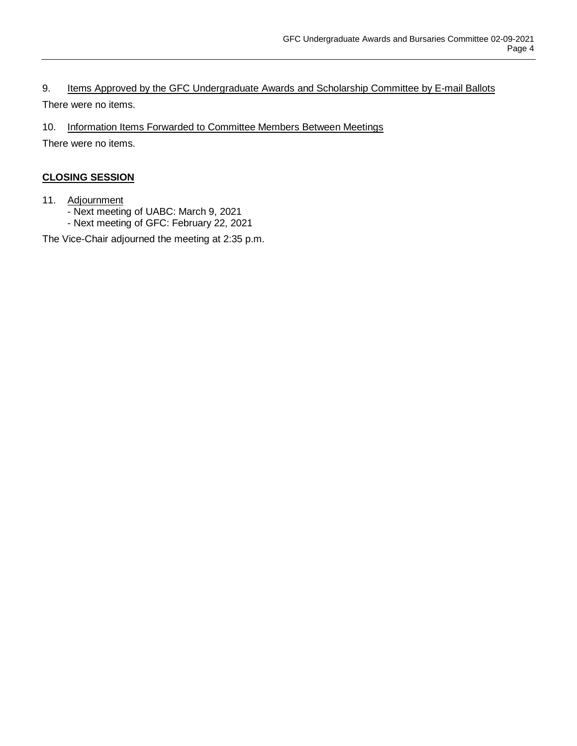9. Items Approved by the GFC Undergraduate Awards and Scholarship Committee by E-mail Ballots

There were no items.

10. Information Items Forwarded to Committee Members Between Meetings

There were no items.

**CLOSING SESSION**

11. Adjournment
    - Next meeting of UABC: March 9, 2021
    - Next meeting of GFC: February 22, 2021

The Vice-Chair adjourned the meeting at 2:35 p.m.